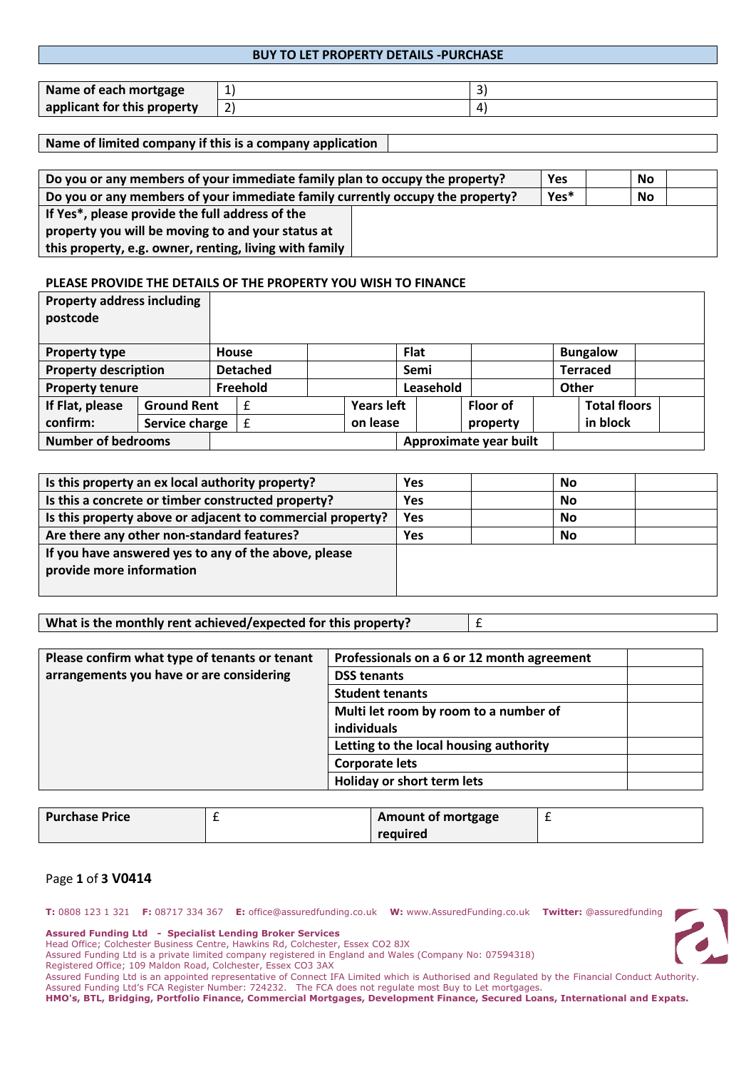## BUY TO LET PROPERTY DETAILS -PURCHASE

| Name of each mortgage applicant for this property | 1) | 3) |
|---|---|---|
| | 2) | 4) |

| Name of limited company if this is a company application | |
|---|---|

| Question | | | | |
|---|---|---|---|---|
| Do you or any members of your immediate family plan to occupy the property? | Yes | | No | |
| Do you or any members of your immediate family currently occupy the property? | Yes* | | No | |
| If Yes*, please provide the full address of the property you will be moving to and your status at this property, e.g. owner, renting, living with family | | | | |

### PLEASE PROVIDE THE DETAILS OF THE PROPERTY YOU WISH TO FINANCE

| Property address including postcode | | | | | | | | | | |
|---|---|---|---|---|---|---|---|---|---|---|
| Property type | | House | | | Flat | | | Bungalow | | |
| Property description | | Detached | | | Semi | | | Terraced | | |
| Property tenure | | Freehold | | | Leasehold | | | Other | | |
| If Flat, please confirm: | Ground Rent | £ | Years left on lease | | | Floor of property | | | Total floors in block | |
| | Service charge | £ | | | | | | | | |
| Number of bedrooms | | | | | Approximate year built | | | | | |

| Question | Yes | | No | |
|---|---|---|---|---|
| Is this property an ex local authority property? | Yes | | No | |
| Is this a concrete or timber constructed property? | Yes | | No | |
| Is this property above or adjacent to commercial property? | Yes | | No | |
| Are there any other non-standard features? | Yes | | No | |
| If you have answered yes to any of the above, please provide more information | | | | |

| What is the monthly rent achieved/expected for this property? | £ |
|---|---|

| Please confirm what type of tenants or tenant arrangements you have or are considering | | |
|---|---|---|
| | Professionals on a 6 or 12 month agreement | |
| | DSS tenants | |
| | Student tenants | |
| | Multi let room by room to a number of individuals | |
| | Letting to the local housing authority | |
| | Corporate lets | |
| | Holiday or short term lets | |

| Purchase Price | £ | Amount of mortgage required | £ |
|---|---|---|---|

V0414

**T:** 0808 123 1 321 **F:** 08717 334 367 **E:** office@assuredfunding.co.uk **W:** www.AssuredFunding.co.uk **Twitter:** @assuredfunding

**Assured Funding Ltd - Specialist Lending Broker Services**
Head Office; Colchester Business Centre, Hawkins Rd, Colchester, Essex CO2 8JX
Assured Funding Ltd is a private limited company registered in England and Wales (Company No: 07594318)
Registered Office; 109 Maldon Road, Colchester, Essex CO3 3AX
Assured Funding Ltd is an appointed representative of Connect IFA Limited which is Authorised and Regulated by the Financial Conduct Authority.
Assured Funding Ltd's FCA Register Number: 724232. The FCA does not regulate most Buy to Let mortgages.
**HMO's, BTL, Bridging, Portfolio Finance, Commercial Mortgages, Development Finance, Secured Loans, International and Expats.**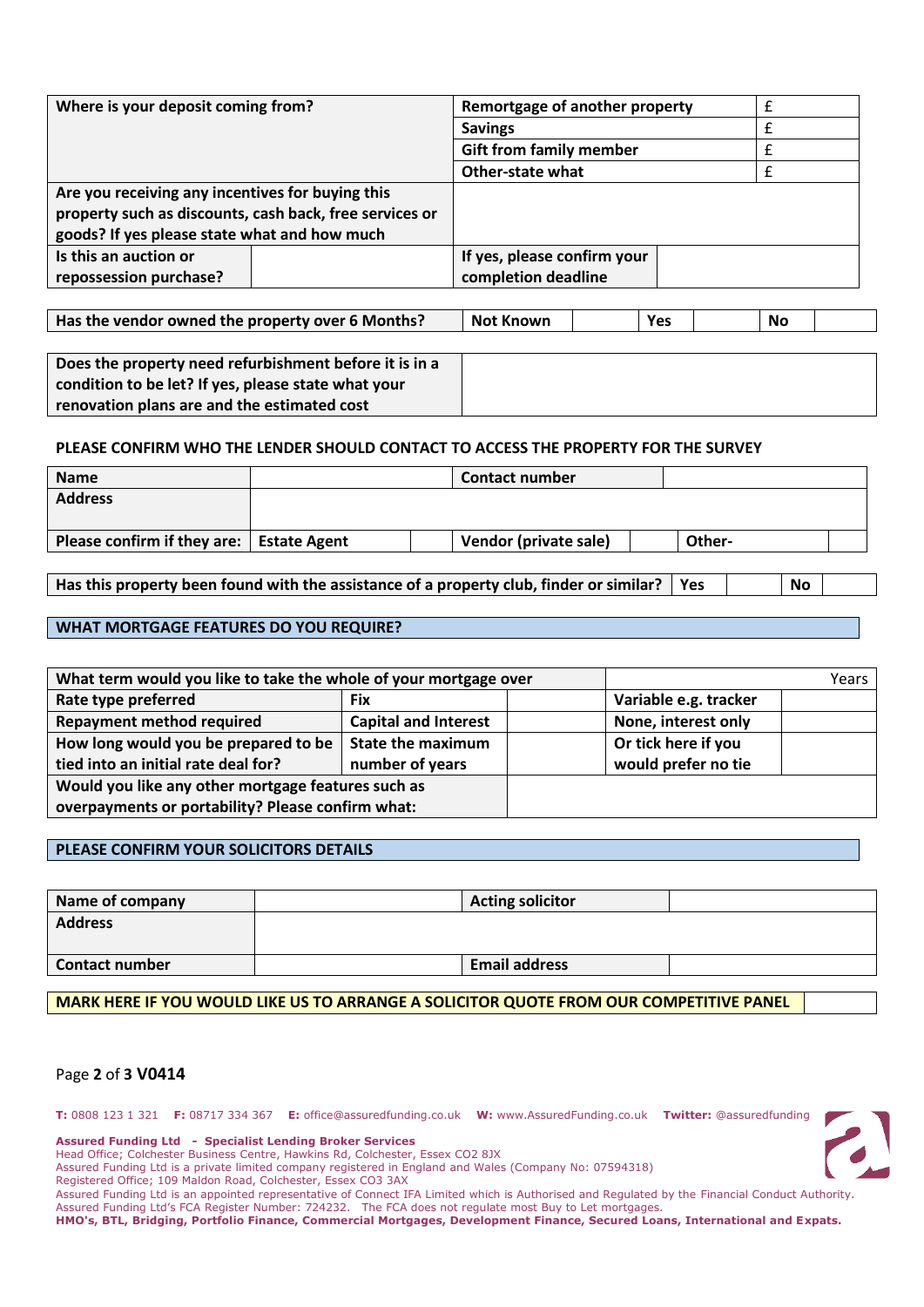| Where is your deposit coming from? | Remortgage of another property | £ |
|---|---|---|
| | Savings | £ |
| | Gift from family member | £ |
| | Other-state what | £ |
| Are you receiving any incentives for buying this property such as discounts, cash back, free services or goods? If yes please state what and how much | | |

| Is this an auction or repossession purchase? | | If yes, please confirm your completion deadline | |
|---|---|---|---|

| Has the vendor owned the property over 6 Months? | Not Known | | Yes | | No | |
|---|---|---|---|---|---|---|

| Does the property need refurbishment before it is in a condition to be let? If yes, please state what your renovation plans are and the estimated cost | |
|---|---|

**PLEASE CONFIRM WHO THE LENDER SHOULD CONTACT TO ACCESS THE PROPERTY FOR THE SURVEY**

| Name | | | Contact number | | | |
|---|---|---|---|---|---|---|
| Address | | | | | | |
| Please confirm if they are: | Estate Agent | | Vendor (private sale) | | Other- | |

| Has this property been found with the assistance of a property club, finder or similar? | Yes | | No | |
|---|---|---|---|---|

## WHAT MORTGAGE FEATURES DO YOU REQUIRE?

| What term would you like to take the whole of your mortgage over | | | Years | |
|---|---|---|---|---|
| Rate type preferred | Fix | | Variable e.g. tracker | |
| Repayment method required | Capital and Interest | | None, interest only | |
| How long would you be prepared to be tied into an initial rate deal for? | State the maximum number of years | | Or tick here if you would prefer no tie | |
| Would you like any other mortgage features such as overpayments or portability? Please confirm what: | | | | |

## PLEASE CONFIRM YOUR SOLICITORS DETAILS

| Name of company | | Acting solicitor | |
|---|---|---|---|
| Address | | | |
| Contact number | | Email address | |

| MARK HERE IF YOU WOULD LIKE US TO ARRANGE A SOLICITOR QUOTE FROM OUR COMPETITIVE PANEL | |
|---|---|

V0414

**T:** 0808 123 1 321 **F:** 08717 334 367 **E:** office@assuredfunding.co.uk **W:** www.AssuredFunding.co.uk **Twitter:** @assuredfunding

**Assured Funding Ltd - Specialist Lending Broker Services**
Head Office; Colchester Business Centre, Hawkins Rd, Colchester, Essex CO2 8JX
Assured Funding Ltd is a private limited company registered in England and Wales (Company No: 07594318)
Registered Office; 109 Maldon Road, Colchester, Essex CO3 3AX
Assured Funding Ltd is an appointed representative of Connect IFA Limited which is Authorised and Regulated by the Financial Conduct Authority.
Assured Funding Ltd's FCA Register Number: 724232. The FCA does not regulate most Buy to Let mortgages.
**HMO's, BTL, Bridging, Portfolio Finance, Commercial Mortgages, Development Finance, Secured Loans, International and Expats.**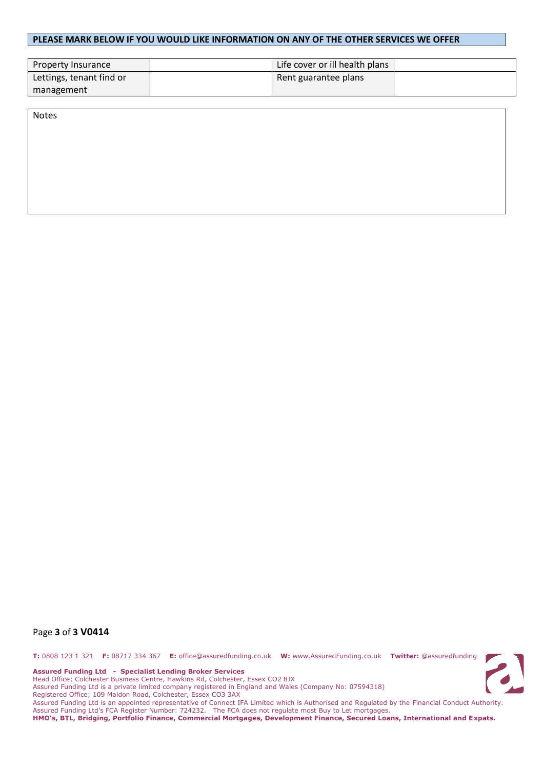## PLEASE MARK BELOW IF YOU WOULD LIKE INFORMATION ON ANY OF THE OTHER SERVICES WE OFFER

| | | | |
|---|---|---|---|
| Property Insurance | | Life cover or ill health plans | |
| Lettings, tenant find or management | | Rent guarantee plans | |

| |
|---|
| Notes |

**T:** 0808 123 1 321 **F:** 08717 334 367 **E:** office@assuredfunding.co.uk **W:** www.AssuredFunding.co.uk **Twitter:** @assuredfunding

**Assured Funding Ltd - Specialist Lending Broker Services**
Head Office; Colchester Business Centre, Hawkins Rd, Colchester, Essex CO2 8JX
Assured Funding Ltd is a private limited company registered in England and Wales (Company No: 07594318)
Registered Office; 109 Maldon Road, Colchester, Essex CO3 3AX
Assured Funding Ltd is an appointed representative of Connect IFA Limited which is Authorised and Regulated by the Financial Conduct Authority.
Assured Funding Ltd's FCA Register Number: 724232. The FCA does not regulate most Buy to Let mortgages.
**HMO's, BTL, Bridging, Portfolio Finance, Commercial Mortgages, Development Finance, Secured Loans, International and Expats.**